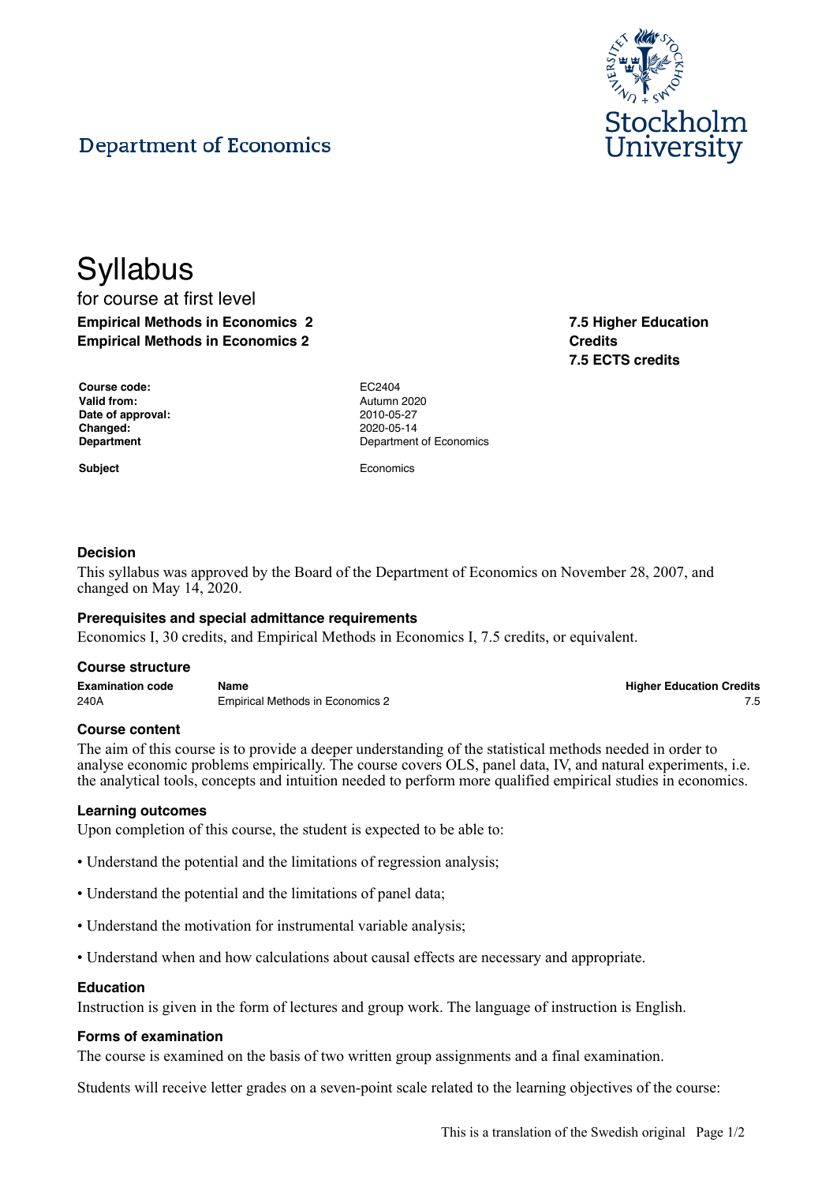Department of Economics

Stockholm University

# Syllabus

for course at first level

**Empirical Methods in Economics 2**
**Empirical Methods in Economics 2**

**7.5 Higher Education Credits**
**7.5 ECTS credits**

| | |
|---|---|
| **Course code:** | EC2404 |
| **Valid from:** | Autumn 2020 |
| **Date of approval:** | 2010-05-27 |
| **Changed:** | 2020-05-14 |
| **Department** | Department of Economics |
| **Subject** | Economics |

### Decision

This syllabus was approved by the Board of the Department of Economics on November 28, 2007, and changed on May 14, 2020.

### Prerequisites and special admittance requirements

Economics I, 30 credits, and Empirical Methods in Economics I, 7.5 credits, or equivalent.

### Course structure

| Examination code | Name | Higher Education Credits |
|---|---|---|
| 240A | Empirical Methods in Economics 2 | 7.5 |

### Course content

The aim of this course is to provide a deeper understanding of the statistical methods needed in order to analyse economic problems empirically. The course covers OLS, panel data, IV, and natural experiments, i.e. the analytical tools, concepts and intuition needed to perform more qualified empirical studies in economics.

### Learning outcomes

Upon completion of this course, the student is expected to be able to:

- Understand the potential and the limitations of regression analysis;
- Understand the potential and the limitations of panel data;
- Understand the motivation for instrumental variable analysis;
- Understand when and how calculations about causal effects are necessary and appropriate.

### Education

Instruction is given in the form of lectures and group work. The language of instruction is English.

### Forms of examination

The course is examined on the basis of two written group assignments and a final examination.

Students will receive letter grades on a seven-point scale related to the learning objectives of the course: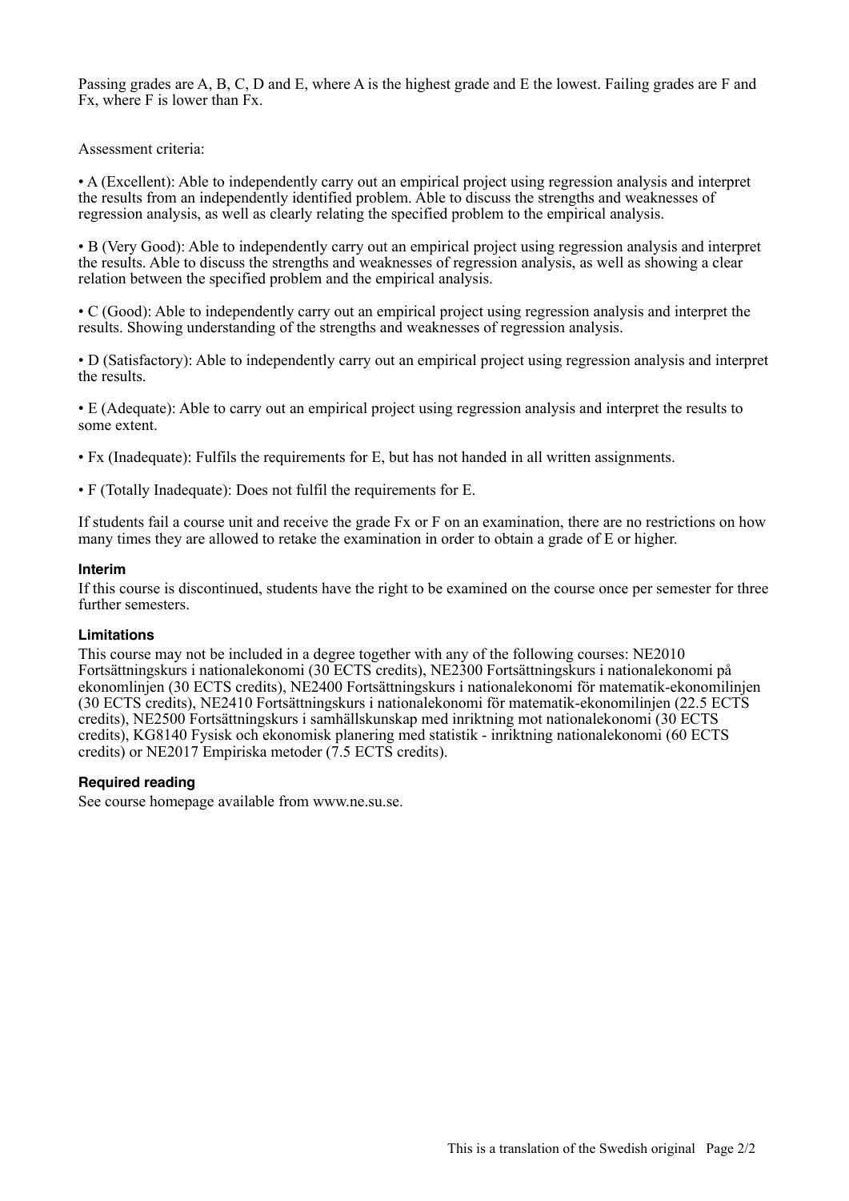Passing grades are A, B, C, D and E, where A is the highest grade and E the lowest. Failing grades are F and Fx, where F is lower than Fx.

Assessment criteria:

• A (Excellent): Able to independently carry out an empirical project using regression analysis and interpret the results from an independently identified problem. Able to discuss the strengths and weaknesses of regression analysis, as well as clearly relating the specified problem to the empirical analysis.

• B (Very Good): Able to independently carry out an empirical project using regression analysis and interpret the results. Able to discuss the strengths and weaknesses of regression analysis, as well as showing a clear relation between the specified problem and the empirical analysis.

• C (Good): Able to independently carry out an empirical project using regression analysis and interpret the results. Showing understanding of the strengths and weaknesses of regression analysis.

• D (Satisfactory): Able to independently carry out an empirical project using regression analysis and interpret the results.

• E (Adequate): Able to carry out an empirical project using regression analysis and interpret the results to some extent.

• Fx (Inadequate): Fulfils the requirements for E, but has not handed in all written assignments.

• F (Totally Inadequate): Does not fulfil the requirements for E.

If students fail a course unit and receive the grade Fx or F on an examination, there are no restrictions on how many times they are allowed to retake the examination in order to obtain a grade of E or higher.

### Interim

If this course is discontinued, students have the right to be examined on the course once per semester for three further semesters.

### Limitations

This course may not be included in a degree together with any of the following courses: NE2010 Fortsättningskurs i nationalekonomi (30 ECTS credits), NE2300 Fortsättningskurs i nationalekonomi på ekonomlinjen (30 ECTS credits), NE2400 Fortsättningskurs i nationalekonomi för matematik-ekonomilinjen (30 ECTS credits), NE2410 Fortsättningskurs i nationalekonomi för matematik-ekonomilinjen (22.5 ECTS credits), NE2500 Fortsättningskurs i samhällskunskap med inriktning mot nationalekonomi (30 ECTS credits), KG8140 Fysisk och ekonomisk planering med statistik - inriktning nationalekonomi (60 ECTS credits) or NE2017 Empiriska metoder (7.5 ECTS credits).

### Required reading

See course homepage available from www.ne.su.se.

This is a translation of the Swedish original